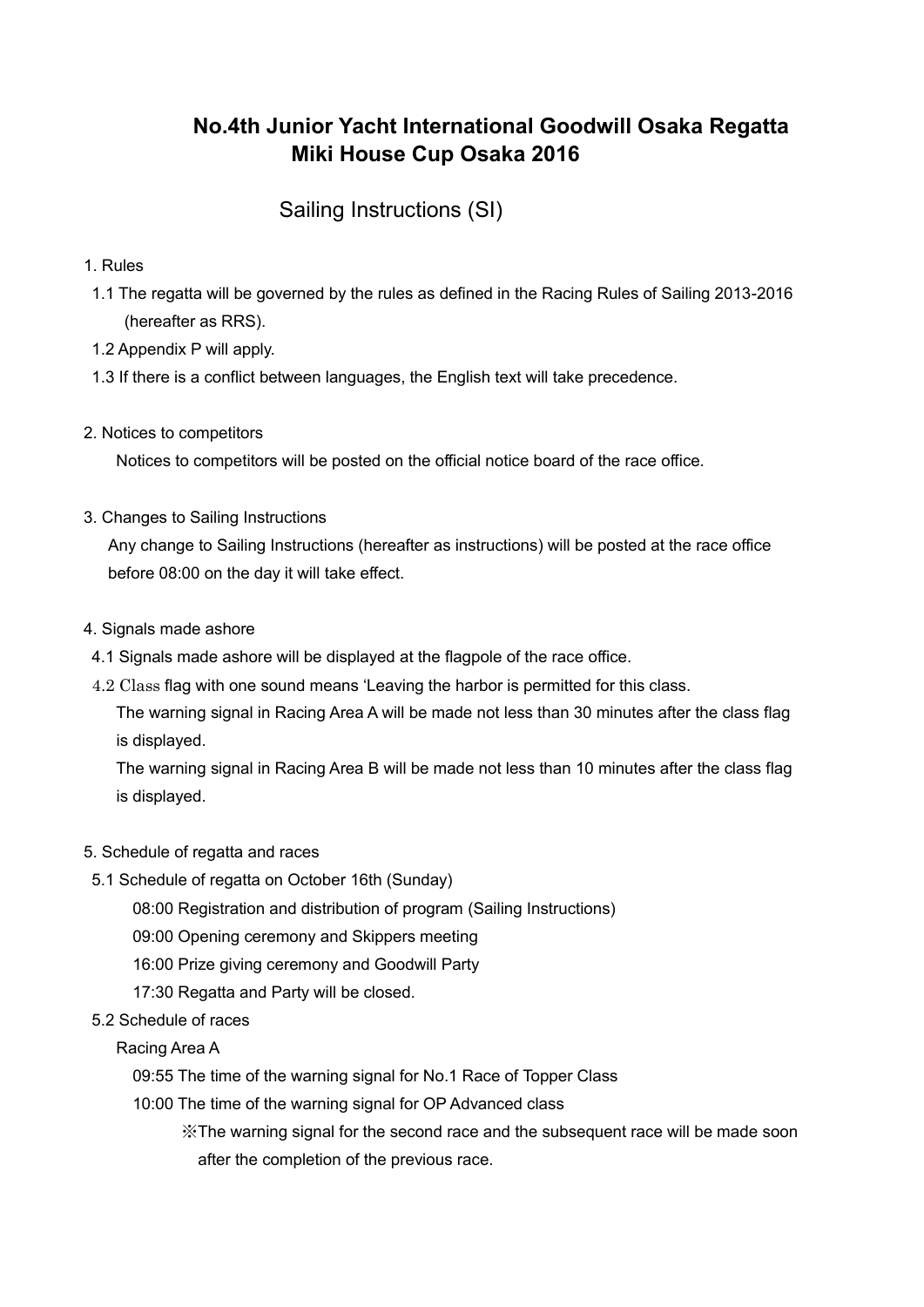# No.4th Junior Yacht International Goodwill Osaka Regatta Miki House Cup Osaka 2016

## Sailing Instructions (SI)

1. Rules

1.1 The regatta will be governed by the rules as defined in the Racing Rules of Sailing 2013-2016 (hereafter as RRS).

1.2 Appendix P will apply.

1.3 If there is a conflict between languages, the English text will take precedence.

2. Notices to competitors

Notices to competitors will be posted on the official notice board of the race office.

3. Changes to Sailing Instructions

Any change to Sailing Instructions (hereafter as instructions) will be posted at the race office before 08:00 on the day it will take effect.

4. Signals made ashore

4.1 Signals made ashore will be displayed at the flagpole of the race office.

4.2 Class flag with one sound means 'Leaving the harbor is permitted for this class.

The warning signal in Racing Area A will be made not less than 30 minutes after the class flag is displayed.

The warning signal in Racing Area B will be made not less than 10 minutes after the class flag is displayed.

5. Schedule of regatta and races

5.1 Schedule of regatta on October 16th (Sunday)

08:00 Registration and distribution of program (Sailing Instructions)

09:00 Opening ceremony and Skippers meeting

16:00 Prize giving ceremony and Goodwill Party

17:30 Regatta and Party will be closed.

5.2 Schedule of races

Racing Area A

09:55 The time of the warning signal for No.1 Race of Topper Class

10:00 The time of the warning signal for OP Advanced class

※The warning signal for the second race and the subsequent race will be made soon after the completion of the previous race.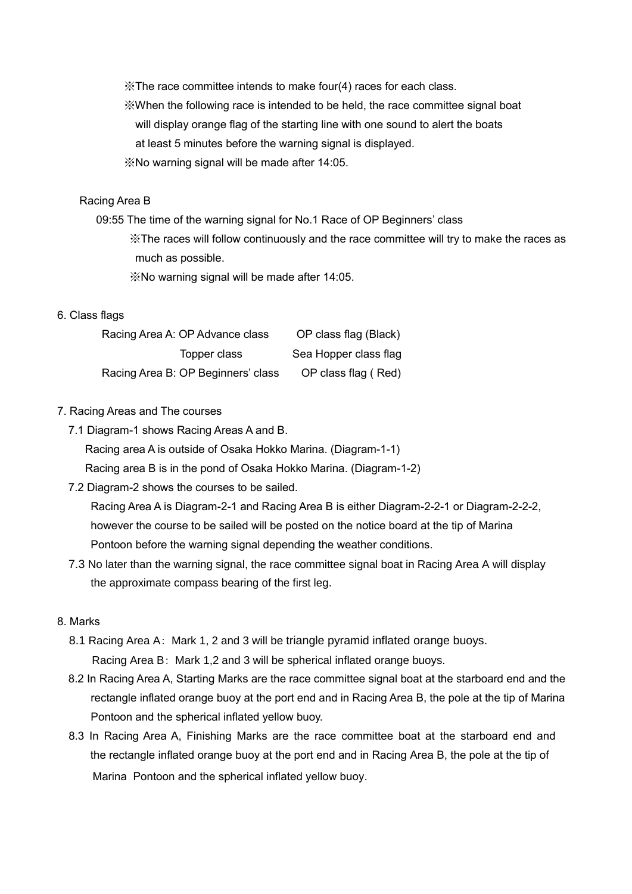※The race committee intends to make four(4) races for each class.

※When the following race is intended to be held, the race committee signal boat will display orange flag of the starting line with one sound to alert the boats at least 5 minutes before the warning signal is displayed.

※No warning signal will be made after 14:05.

Racing Area B

09:55 The time of the warning signal for No.1 Race of OP Beginners' class

※The races will follow continuously and the race committee will try to make the races as much as possible.

※No warning signal will be made after 14:05.

6. Class flags

| | |
|---|---|
| Racing Area A: OP Advance class | OP class flag (Black) |
| Topper class | Sea Hopper class flag |
| Racing Area B: OP Beginners' class | OP class flag ( Red) |

7. Racing Areas and The courses

7.1 Diagram-1 shows Racing Areas A and B.
Racing area A is outside of Osaka Hokko Marina. (Diagram-1-1)
Racing area B is in the pond of Osaka Hokko Marina. (Diagram-1-2)

7.2 Diagram-2 shows the courses to be sailed.
Racing Area A is Diagram-2-1 and Racing Area B is either Diagram-2-2-1 or Diagram-2-2-2, however the course to be sailed will be posted on the notice board at the tip of Marina Pontoon before the warning signal depending the weather conditions.

7.3 No later than the warning signal, the race committee signal boat in Racing Area A will display the approximate compass bearing of the first leg.

8. Marks

8.1 Racing Area A：Mark 1, 2 and 3 will be triangle pyramid inflated orange buoys.
Racing Area B：Mark 1,2 and 3 will be spherical inflated orange buoys.

8.2 In Racing Area A, Starting Marks are the race committee signal boat at the starboard end and the rectangle inflated orange buoy at the port end and in Racing Area B, the pole at the tip of Marina Pontoon and the spherical inflated yellow buoy.

8.3 In Racing Area A, Finishing Marks are the race committee boat at the starboard end and the rectangle inflated orange buoy at the port end and in Racing Area B, the pole at the tip of Marina Pontoon and the spherical inflated yellow buoy.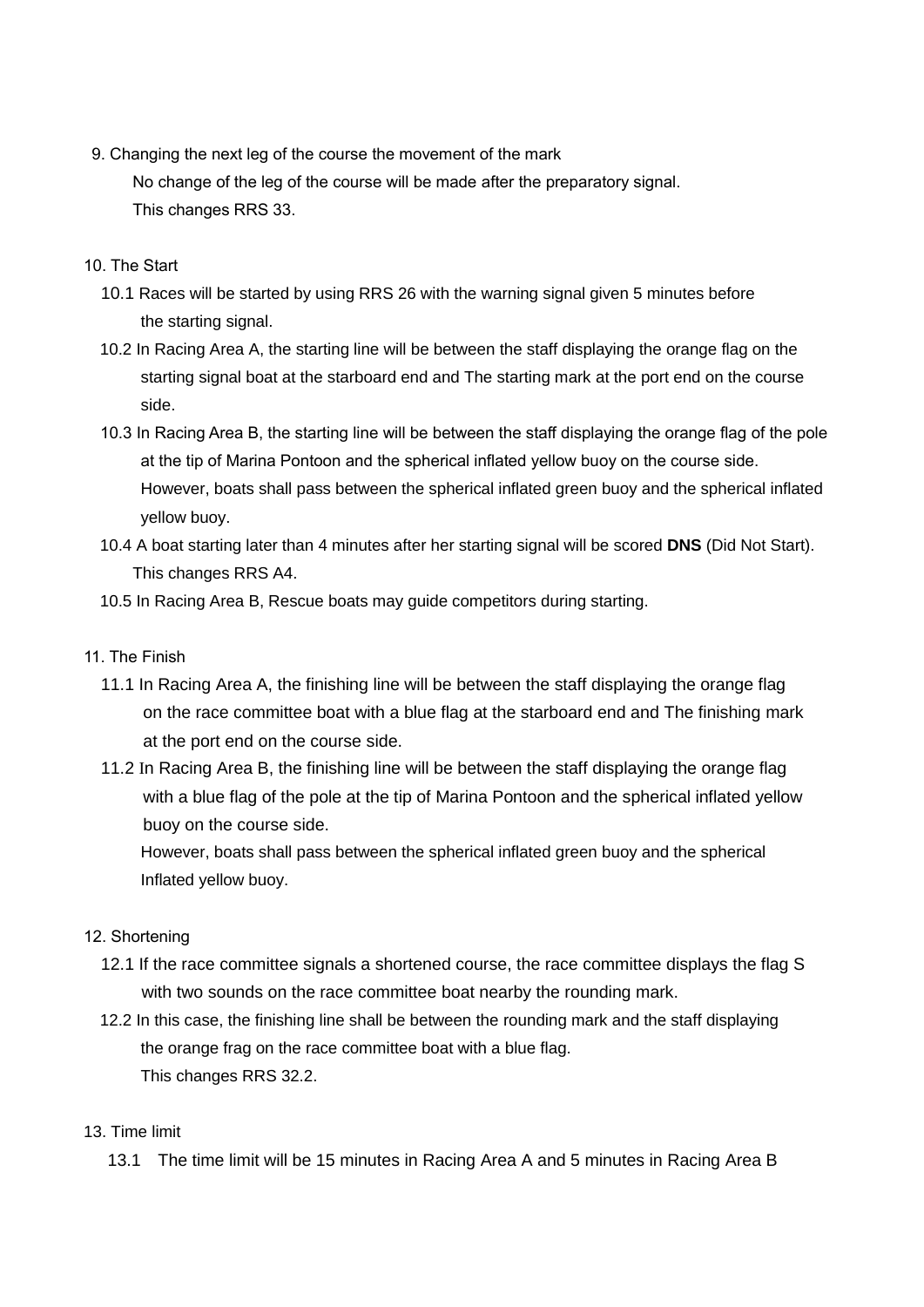9. Changing the next leg of the course the movement of the mark

   No change of the leg of the course will be made after the preparatory signal.
   This changes RRS 33.

10. The Start

   10.1 Races will be started by using RRS 26 with the warning signal given 5 minutes before the starting signal.

   10.2 In Racing Area A, the starting line will be between the staff displaying the orange flag on the starting signal boat at the starboard end and The starting mark at the port end on the course side.

   10.3 In Racing Area B, the starting line will be between the staff displaying the orange flag of the pole at the tip of Marina Pontoon and the spherical inflated yellow buoy on the course side. However, boats shall pass between the spherical inflated green buoy and the spherical inflated yellow buoy.

   10.4 A boat starting later than 4 minutes after her starting signal will be scored **DNS** (Did Not Start). This changes RRS A4.

   10.5 In Racing Area B, Rescue boats may guide competitors during starting.

11. The Finish

   11.1 In Racing Area A, the finishing line will be between the staff displaying the orange flag on the race committee boat with a blue flag at the starboard end and The finishing mark at the port end on the course side.

   11.2 In Racing Area B, the finishing line will be between the staff displaying the orange flag with a blue flag of the pole at the tip of Marina Pontoon and the spherical inflated yellow buoy on the course side.
   However, boats shall pass between the spherical inflated green buoy and the spherical Inflated yellow buoy.

12. Shortening

   12.1 If the race committee signals a shortened course, the race committee displays the flag S with two sounds on the race committee boat nearby the rounding mark.

   12.2 In this case, the finishing line shall be between the rounding mark and the staff displaying the orange frag on the race committee boat with a blue flag.
   This changes RRS 32.2.

13. Time limit

   13.1 The time limit will be 15 minutes in Racing Area A and 5 minutes in Racing Area B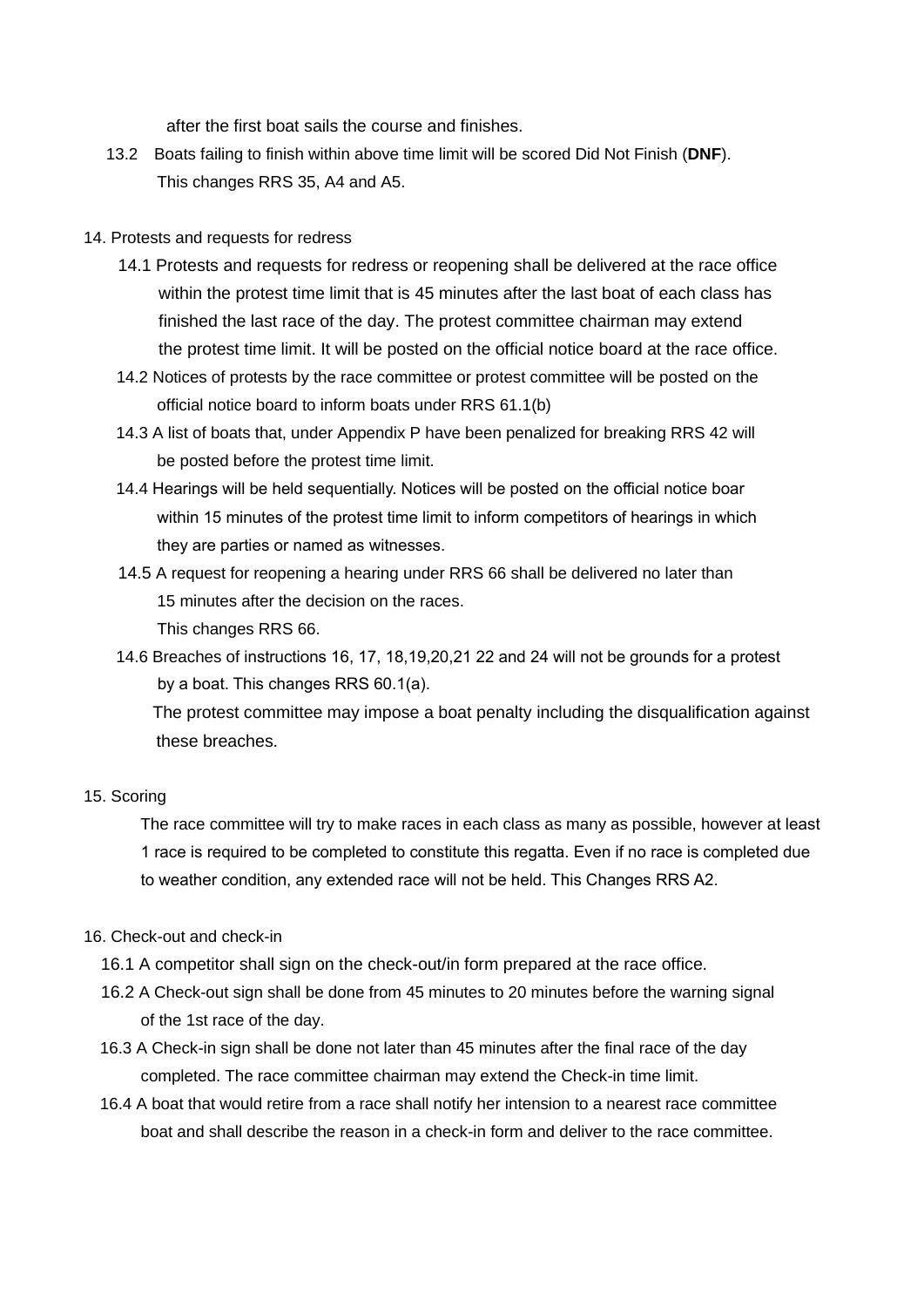after the first boat sails the course and finishes.

13.2 Boats failing to finish within above time limit will be scored Did Not Finish (**DNF**). This changes RRS 35, A4 and A5.

## 14. Protests and requests for redress

14.1 Protests and requests for redress or reopening shall be delivered at the race office within the protest time limit that is 45 minutes after the last boat of each class has finished the last race of the day. The protest committee chairman may extend the protest time limit. It will be posted on the official notice board at the race office.

14.2 Notices of protests by the race committee or protest committee will be posted on the official notice board to inform boats under RRS 61.1(b)

14.3 A list of boats that, under Appendix P have been penalized for breaking RRS 42 will be posted before the protest time limit.

14.4 Hearings will be held sequentially. Notices will be posted on the official notice boar within 15 minutes of the protest time limit to inform competitors of hearings in which they are parties or named as witnesses.

14.5 A request for reopening a hearing under RRS 66 shall be delivered no later than 15 minutes after the decision on the races.
This changes RRS 66.

14.6 Breaches of instructions 16, 17, 18,19,20,21 22 and 24 will not be grounds for a protest by a boat. This changes RRS 60.1(a).
The protest committee may impose a boat penalty including the disqualification against these breaches.

## 15. Scoring

The race committee will try to make races in each class as many as possible, however at least 1 race is required to be completed to constitute this regatta. Even if no race is completed due to weather condition, any extended race will not be held. This Changes RRS A2.

## 16. Check-out and check-in

16.1 A competitor shall sign on the check-out/in form prepared at the race office.

16.2 A Check-out sign shall be done from 45 minutes to 20 minutes before the warning signal of the 1st race of the day.

16.3 A Check-in sign shall be done not later than 45 minutes after the final race of the day completed. The race committee chairman may extend the Check-in time limit.

16.4 A boat that would retire from a race shall notify her intension to a nearest race committee boat and shall describe the reason in a check-in form and deliver to the race committee.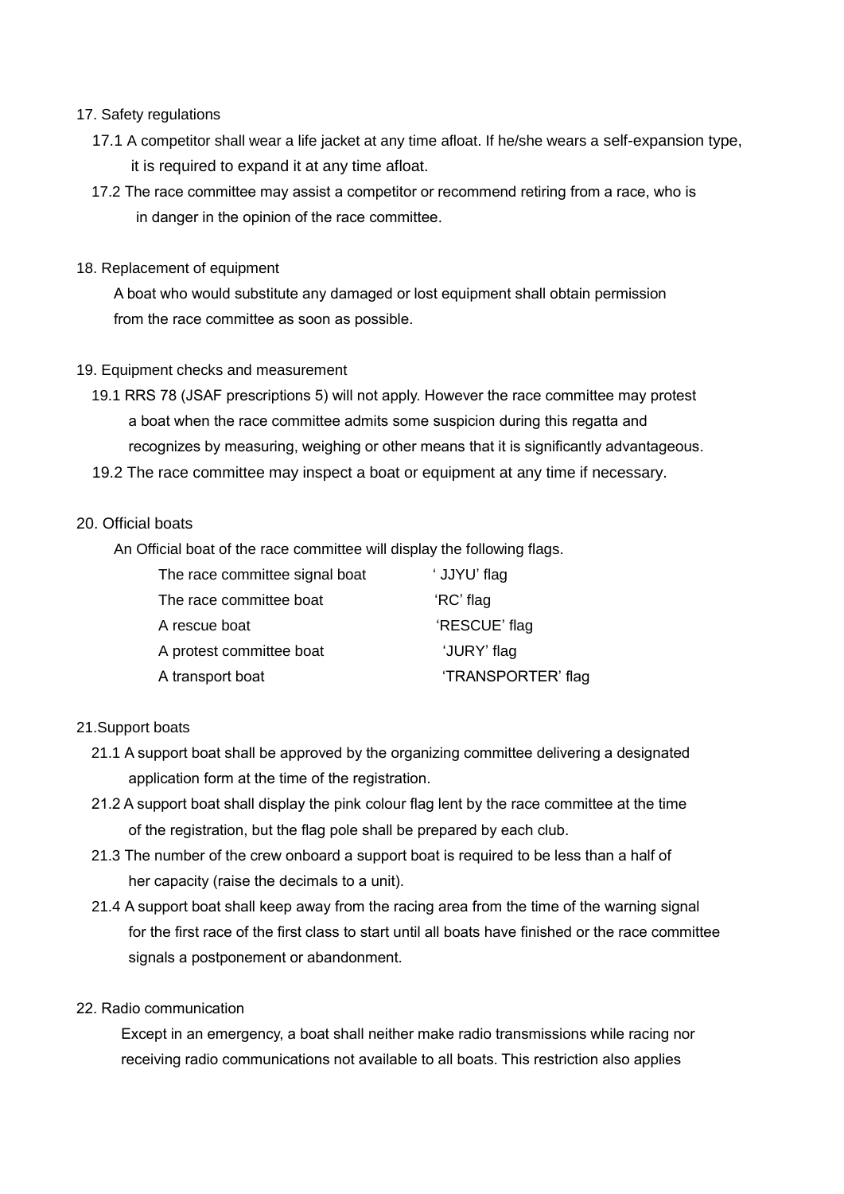17. Safety regulations

17.1 A competitor shall wear a life jacket at any time afloat. If he/she wears a self-expansion type, it is required to expand it at any time afloat.

17.2 The race committee may assist a competitor or recommend retiring from a race, who is in danger in the opinion of the race committee.

18. Replacement of equipment

A boat who would substitute any damaged or lost equipment shall obtain permission from the race committee as soon as possible.

19. Equipment checks and measurement

19.1 RRS 78 (JSAF prescriptions 5) will not apply. However the race committee may protest a boat when the race committee admits some suspicion during this regatta and recognizes by measuring, weighing or other means that it is significantly advantageous.

19.2 The race committee may inspect a boat or equipment at any time if necessary.

20. Official boats

An Official boat of the race committee will display the following flags.

| | |
|---|---|
| The race committee signal boat | ' JJYU' flag |
| The race committee boat | 'RC' flag |
| A rescue boat | 'RESCUE' flag |
| A protest committee boat | 'JURY' flag |
| A transport boat | 'TRANSPORTER' flag |

21.Support boats

21.1 A support boat shall be approved by the organizing committee delivering a designated application form at the time of the registration.

21.2 A support boat shall display the pink colour flag lent by the race committee at the time of the registration, but the flag pole shall be prepared by each club.

21.3 The number of the crew onboard a support boat is required to be less than a half of her capacity (raise the decimals to a unit).

21.4 A support boat shall keep away from the racing area from the time of the warning signal for the first race of the first class to start until all boats have finished or the race committee signals a postponement or abandonment.

22. Radio communication

Except in an emergency, a boat shall neither make radio transmissions while racing nor receiving radio communications not available to all boats. This restriction also applies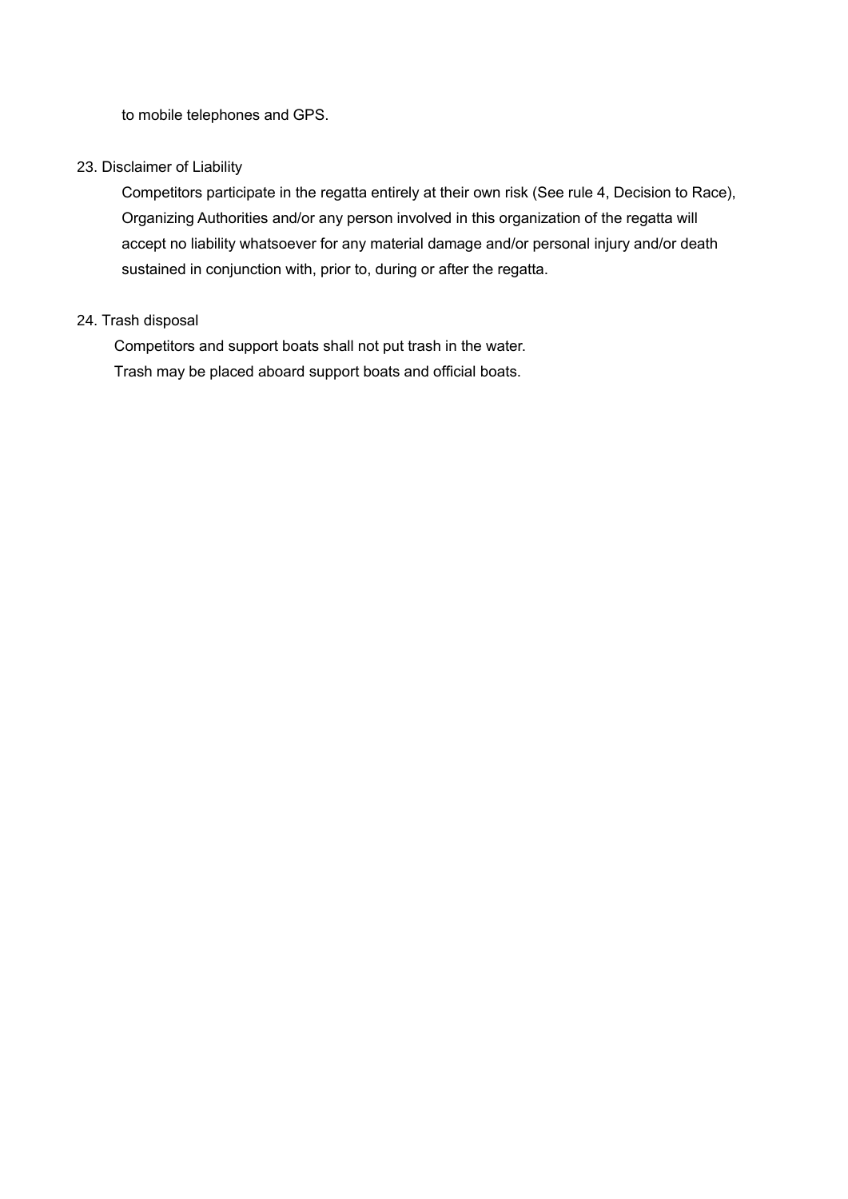to mobile telephones and GPS.

23. Disclaimer of Liability

Competitors participate in the regatta entirely at their own risk (See rule 4, Decision to Race), Organizing Authorities and/or any person involved in this organization of the regatta will accept no liability whatsoever for any material damage and/or personal injury and/or death sustained in conjunction with, prior to, during or after the regatta.

24. Trash disposal

Competitors and support boats shall not put trash in the water.
Trash may be placed aboard support boats and official boats.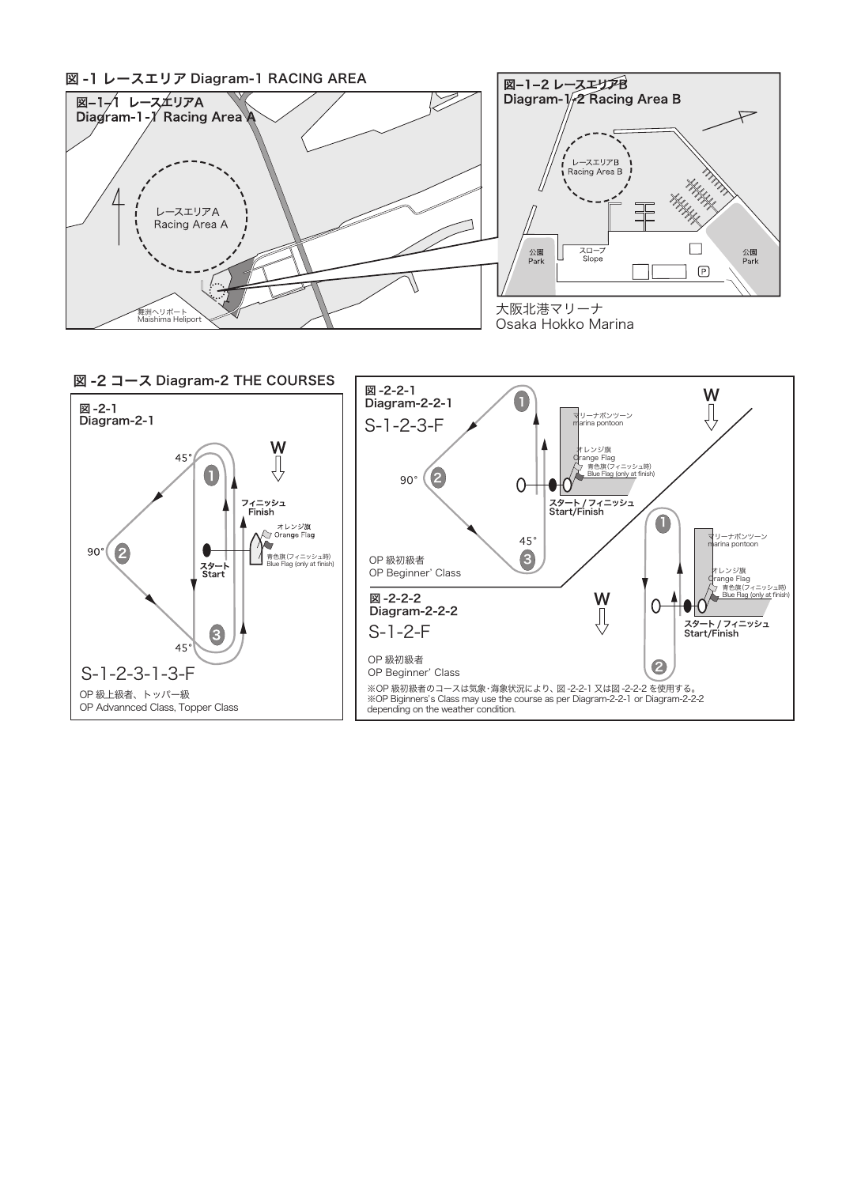## 図 -1 レースエリア Diagram-1 RACING AREA

### 図–1–1 レースエリアA
### Diagram-1-1 Racing Area A

レースエリアA
Racing Area A

舞洲ヘリポート
Maishima Heliport

### 図–1–2 レースエリアB
### Diagram-1-2 Racing Area B

レースエリアB
Racing Area B

公園
Park

スロープ
Slope

公園
Park

P

大阪北港マリーナ
Osaka Hokko Marina

## 図 -2 コース Diagram-2 THE COURSES

### 図 -2-1
### Diagram-2-1

W

45°

1

フィニッシュ
Finish

オレンジ旗
Orange Flag

90°

2

スタート
Start

青色旗(フィニッシュ時)
Blue Flag (only at finish)

3

45°

S-1-2-3-1-3-F

OP 級上級者、トッパー級
OP Advannced Class, Topper Class

### 図 -2-2-1
### Diagram-2-2-1

S-1-2-3-F

W

1

マリーナポンツーン
marina pontoon

オレンジ旗
Orange Flag

青色旗(フィニッシュ時)
Blue Flag (only at finish)

90°

2

スタート / フィニッシュ
Start/Finish

45°

3

OP 級初級者
OP Beginner' Class

### 図 -2-2-2
### Diagram-2-2-2

S-1-2-F

W

1

マリーナポンツーン
marina pontoon

オレンジ旗
Orange Flag

青色旗(フィニッシュ時)
Blue Flag (only at finish)

スタート / フィニッシュ
Start/Finish

2

OP 級初級者
OP Beginner' Class

※OP 級初級者のコースは気象・海象状況により、図 -2-2-1 又は図 -2-2-2 を使用する。
※OP Biginners's Class may use the course as per Diagram-2-2-1 or Diagram-2-2-2 depending on the weather condition.